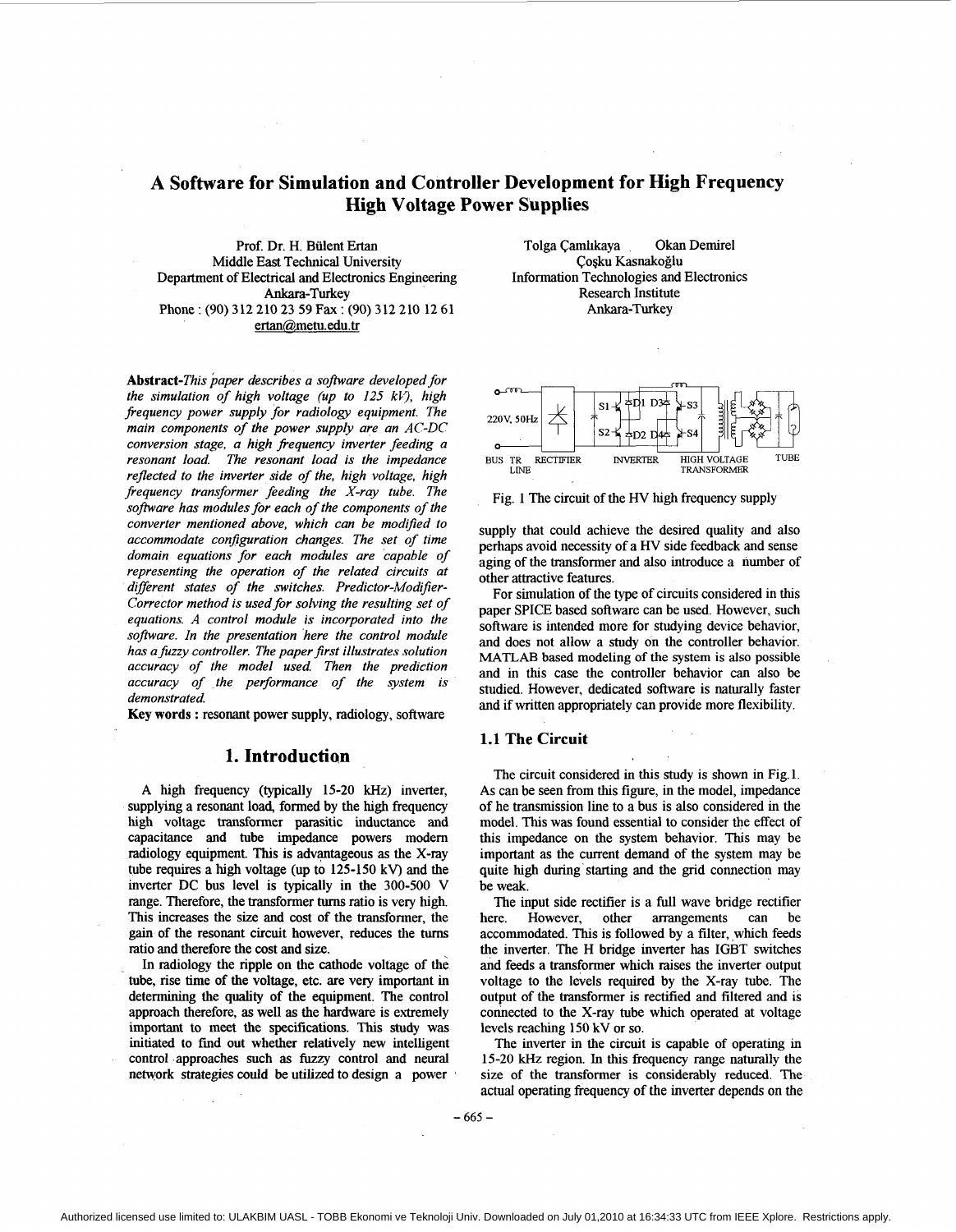# A Software for Simulation and Controller Development for High Frequency High Voltage Power Supplies

Prof. Dr. H. Bülent Ertan
Middle East Technical University
Department of Electrical and Electronics Engineering
Ankara-Turkey
Phone : (90) 312 210 23 59 Fax : (90) 312 210 12 61
ertan@metu.edu.tr

Tolga Çamlıkaya Okan Demirel
Çoşku Kasnakoğlu
Information Technologies and Electronics Research Institute
Ankara-Turkey

**Abstract**-*This paper describes a software developed for the simulation of high voltage (up to 125 kV), high frequency power supply for radiology equipment. The main components of the power supply are an AC-DC conversion stage, a high frequency inverter feeding a resonant load. The resonant load is the impedance reflected to the inverter side of the, high voltage, high frequency transformer feeding the X-ray tube. The software has modules for each of the components of the converter mentioned above, which can be modified to accommodate configuration changes. The set of time domain equations for each modules are capable of representing the operation of the related circuits at different states of the switches. Predictor-Modifier-Corrector method is used for solving the resulting set of equations. A control module is incorporated into the software. In the presentation here the control module has a fuzzy controller. The paper first illustrates solution accuracy of the model used. Then the prediction accuracy of the performance of the system is demonstrated.*

**Key words :** resonant power supply, radiology, software

## 1. Introduction

A high frequency (typically 15-20 kHz) inverter, supplying a resonant load, formed by the high frequency high voltage transformer parasitic inductance and capacitance and tube impedance powers modern radiology equipment. This is advantageous as the X-ray tube requires a high voltage (up to 125-150 kV) and the inverter DC bus level is typically in the 300-500 V range. Therefore, the transformer turns ratio is very high. This increases the size and cost of the transformer, the gain of the resonant circuit however, reduces the turns ratio and therefore the cost and size.

In radiology the ripple on the cathode voltage of the tube, rise time of the voltage, etc. are very important in determining the quality of the equipment. The control approach therefore, as well as the hardware is extremely important to meet the specifications. This study was initiated to find out whether relatively new intelligent control approaches such as fuzzy control and neural network strategies could be utilized to design a power supply that could achieve the desired quality and also perhaps avoid necessity of a HV side feedback and sense aging of the transformer and also introduce a number of other attractive features.

220V, 50Hz
S1 D1 D3 S3
S2 D2 D4 S4
BUS TR LINE RECTIFIER INVERTER HIGH VOLTAGE TRANSFORMER TUBE

Fig. 1 The circuit of the HV high frequency supply

For simulation of the type of circuits considered in this paper SPICE based software can be used. However, such software is intended more for studying device behavior, and does not allow a study on the controller behavior. MATLAB based modeling of the system is also possible and in this case the controller behavior can also be studied. However, dedicated software is naturally faster and if written appropriately can provide more flexibility.

### 1.1 The Circuit

The circuit considered in this study is shown in Fig.1. As can be seen from this figure, in the model, impedance of he transmission line to a bus is also considered in the model. This was found essential to consider the effect of this impedance on the system behavior. This may be important as the current demand of the system may be quite high during starting and the grid connection may be weak.

The input side rectifier is a full wave bridge rectifier here. However, other arrangements can be accommodated. This is followed by a filter, which feeds the inverter. The H bridge inverter has IGBT switches and feeds a transformer which raises the inverter output voltage to the levels required by the X-ray tube. The output of the transformer is rectified and filtered and is connected to the X-ray tube which operated at voltage levels reaching 150 kV or so.

The inverter in the circuit is capable of operating in 15-20 kHz region. In this frequency range naturally the size of the transformer is considerably reduced. The actual operating frequency of the inverter depends on the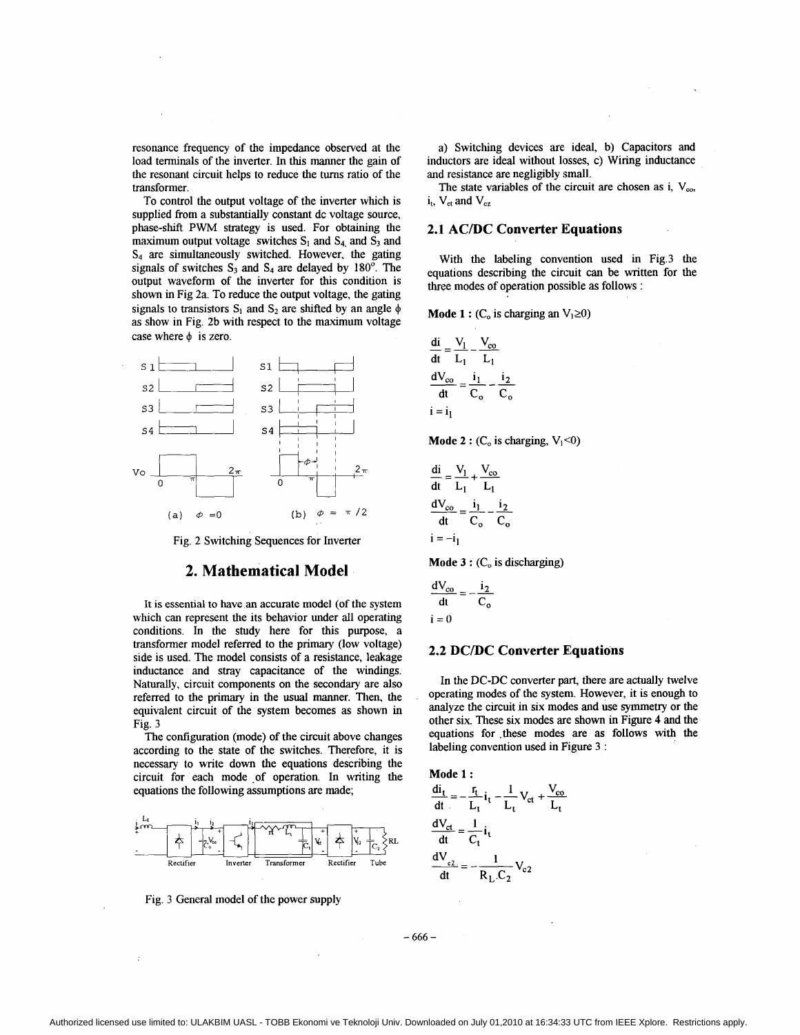resonance frequency of the impedance observed at the load terminals of the inverter. In this manner the gain of the resonant circuit helps to reduce the turns ratio of the transformer.

To control the output voltage of the inverter which is supplied from a substantially constant dc voltage source, phase-shift PWM strategy is used. For obtaining the maximum output voltage switches $S_1$ and $S_4$, and $S_3$ and $S_4$ are simultaneously switched. However, the gating signals of switches $S_3$ and $S_4$ are delayed by 180°. The output waveform of the inverter for this condition is shown in Fig 2a. To reduce the output voltage, the gating signals to transistors $S_1$ and $S_2$ are shifted by an angle $\phi$ as show in Fig. 2b with respect to the maximum voltage case where $\phi$ is zero.

S1
S2
S3
S4
Vo
0
π
2π
(a) $\phi$ =0

S1
S2
S3
S4
$\phi$
0
π
2π
(b) $\phi$ = π /2

Fig. 2 Switching Sequences for Inverter

## 2. Mathematical Model

It is essential to have an accurate model (of the system which can represent the its behavior under all operating conditions. In the study here for this purpose, a transformer model referred to the primary (low voltage) side is used. The model consists of a resistance, leakage inductance and stray capacitance of the windings. Naturally, circuit components on the secondary are also referred to the primary in the usual manner. Then, the equivalent circuit of the system becomes as shown in Fig. 3

The configuration (mode) of the circuit above changes according to the state of the switches. Therefore, it is necessary to write down the equations describing the circuit for each mode of operation. In writing the equations the following assumptions are made;

$L_1$ $i_1$ $i_2$ $i_t$ $V_{co}$ $r_t$ $L_t$ $V_{ct}$ $C_t$ $V_2$ $C_2$ RL

Rectifier Inverter Transformer Rectifier Tube

Fig. 3 General model of the power supply

a) Switching devices are ideal, b) Capacitors and inductors are ideal without losses, c) Wiring inductance and resistance are negligibly small.

The state variables of the circuit are chosen as i, $V_{co}$, $i_t$, $V_{ct}$ and $V_{cz}$

### 2.1 AC/DC Converter Equations

With the labeling convention used in Fig.3 the equations describing the circuit can be written for the three modes of operation possible as follows :

**Mode 1 :** ($C_o$ is charging an $V_1 \geq 0$)

$$\frac{di}{dt} = \frac{V_1}{L_1} - \frac{V_{co}}{L_1}$$

$$\frac{dV_{co}}{dt} = \frac{i_1}{C_o} - \frac{i_2}{C_o}$$

$$i = i_1$$

**Mode 2 :** ($C_o$ is charging, $V_1 < 0$)

$$\frac{di}{dt} = \frac{V_1}{L_1} + \frac{V_{co}}{L_1}$$

$$\frac{dV_{co}}{dt} = \frac{i_1}{C_o} - \frac{i_2}{C_o}$$

$$i = -i_1$$

**Mode 3 :** ($C_o$ is discharging)

$$\frac{dV_{co}}{dt} = -\frac{i_2}{C_o}$$

$$i = 0$$

### 2.2 DC/DC Converter Equations

In the DC-DC converter part, there are actually twelve operating modes of the system. However, it is enough to analyze the circuit in six modes and use symmetry or the other six. These six modes are shown in Figure 4 and the equations for these modes are as follows with the labeling convention used in Figure 3 :

**Mode 1 :**

$$\frac{di_t}{dt} = -\frac{r_t}{L_t} i_t - \frac{1}{L_t} V_{ct} + \frac{V_{co}}{L_t}$$

$$\frac{dV_{ct}}{dt} = \frac{1}{C_t} i_t$$

$$\frac{dV_{c2}}{dt} = -\frac{1}{R_L . C_2} V_{c2}$$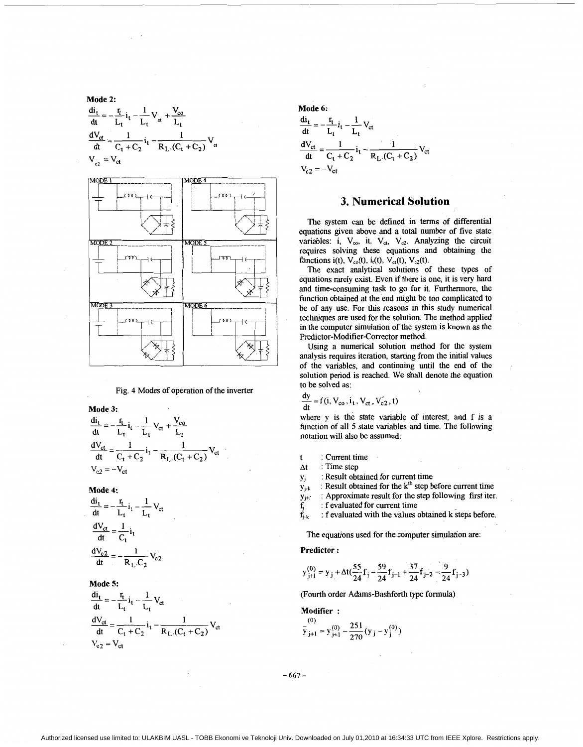**Mode 2:**

$$\frac{di_t}{dt} = -\frac{r_t}{L_t} i_t - \frac{1}{L_t} V_{ct} + \frac{V_{co}}{L_t}$$

$$\frac{dV_{ct}}{dt} = \frac{1}{C_t + C_2} i_t - \frac{1}{R_L.(C_t + C_2)} V_{ct}$$

$$V_{c2} = V_{ct}$$

MODE 1

MODE 2

MODE 3

MODE 4

MODE 5

MODE 6

Fig. 4 Modes of operation of the inverter

**Mode 3:**

$$\frac{di_t}{dt} = -\frac{r_t}{L_t} i_t - \frac{1}{L_t} V_{ct} + \frac{V_{co}}{L_t}$$

$$\frac{dV_{ct}}{dt} = \frac{1}{C_t + C_2} i_t - \frac{1}{R_L.(C_t + C_2)} V_{ct}$$

$$V_{c2} = -V_{ct}$$

**Mode 4:**

$$\frac{di_t}{dt} = -\frac{r_t}{L_t} i_t - \frac{1}{L_t} V_{ct}$$

$$\frac{dV_{ct}}{dt} = \frac{1}{C_t} i_t$$

$$\frac{dV_{c2}}{dt} = -\frac{1}{R_L.C_2} V_{c2}$$

**Mode 5:**

$$\frac{di_t}{dt} = -\frac{r_t}{L_t} i_t - \frac{1}{L_t} V_{ct}$$

$$\frac{dV_{ct}}{dt} = \frac{1}{C_t + C_2} i_t - \frac{1}{R_L.(C_t + C_2)} V_{ct}$$

$$V_{c2} = V_{ct}$$

**Mode 6:**

$$\frac{di_t}{dt} = -\frac{r_t}{L_t} i_t - \frac{1}{L_t} V_{ct}$$

$$\frac{dV_{ct}}{dt} = \frac{1}{C_t + C_2} i_t - \frac{1}{R_L.(C_t + C_2)} V_{ct}$$

$$V_{c2} = -V_{ct}$$

## 3. Numerical Solution

The system can be defined in terms of differential equations given above and a total number of five state variables: i, $V_{co}$, it, $V_{ct}$, $V_{c2}$. Analyzing the circuit requires solving these equations and obtaining the functions i(t), $V_{co}(t)$, $i_t(t)$, $V_{ct}(t)$, $V_{c2}(t)$.

The exact analytical solutions of these types of equations rarely exist. Even if there is one, it is very hard and time-consuming task to go for it. Furthermore, the function obtained at the end might be too complicated to be of any use. For this reasons in this study numerical techniques are used for the solution. The method applied in the computer simulation of the system is known as the Predictor-Modifier-Corrector method.

Using a numerical solution method for the system analysis requires iteration, starting from the initial values of the variables, and continuing until the end of the solution period is reached. We shall denote the equation to be solved as:

$$\frac{dy}{dt} = f(i, V_{co}, i_t, V_{ct}, V_{c2}, t)$$

where y is the state variable of interest, and f is a function of all 5 state variables and time. The following notation will also be assumed:

| | |
|---|---|
| t | : Current time |
| $\Delta t$ | : Time step |
| $y_j$ | : Result obtained for current time |
| $y_{j-k}$ | : Result obtained for the k[th] step before current time |
| $y_{j+i}$ | : Approximate result for the step following first iter. |
| $f_j$ | : f evaluated for current time |
| $f_{j-k}$ | : f evaluated with the values obtained k steps before. |

The equations used for the computer simulation are:

**Predictor :**

$$y_{j+1}^{(0)} = y_j + \Delta t\left(\frac{55}{24} f_j - \frac{59}{24} f_{j-1} + \frac{37}{24} f_{j-2} - \frac{9}{24} f_{j-3}\right)$$

(Fourth order Adams-Bashforth type formula)

**Modifier :**

$$\bar{y}_{j+1}^{(0)} = y_{j+1}^{(0)} - \frac{251}{270}(y_j - y_j^{(0)})$$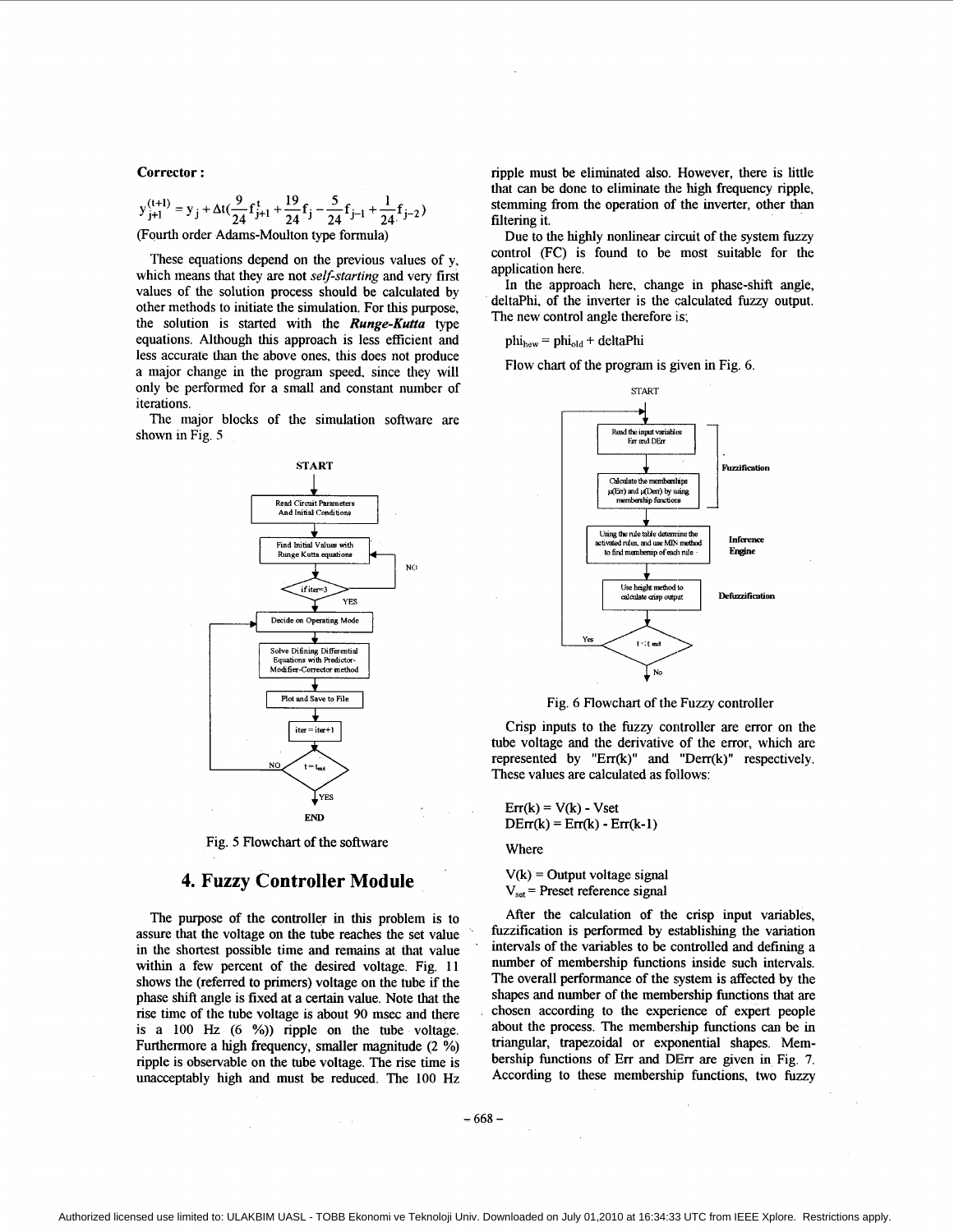**Corrector :**

$$y_{j+1}^{(t+1)} = y_j + \Delta t(\frac{9}{24}f_{j+1}^{t} + \frac{19}{24}f_j - \frac{5}{24}f_{j-1} + \frac{1}{24}f_{j-2})$$

(Fourth order Adams-Moulton type formula)

These equations depend on the previous values of y, which means that they are not *self-starting* and very first values of the solution process should be calculated by other methods to initiate the simulation. For this purpose, the solution is started with the ***Runge-Kutta*** type equations. Although this approach is less efficient and less accurate than the above ones, this does not produce a major change in the program speed, since they will only be performed for a small and constant number of iterations.

The major blocks of the simulation software are shown in Fig. 5

START

Read Circuit Parameters And Initial Conditions

Find Initial Values with Runge Kutta equations

if iter=3

NO

YES

Decide on Operating Mode

Solve Difining Differential Equations with Predictor-Modifier-Corrector method

Plot and Save to File

iter = iter+1

$t = t_{end}$

NO

YES

END

Fig. 5 Flowchart of the software

## 4. Fuzzy Controller Module

The purpose of the controller in this problem is to assure that the voltage on the tube reaches the set value in the shortest possible time and remains at that value within a few percent of the desired voltage. Fig. 11 shows the (referred to primers) voltage on the tube if the phase shift angle is fixed at a certain value. Note that the rise time of the tube voltage is about 90 msec and there is a 100 Hz (6 %)) ripple on the tube voltage. Furthermore a high frequency, smaller magnitude (2 %) ripple is observable on the tube voltage. The rise time is unacceptably high and must be reduced. The 100 Hz ripple must be eliminated also. However, there is little that can be done to eliminate the high frequency ripple, stemming from the operation of the inverter, other than filtering it.

Due to the highly nonlinear circuit of the system fuzzy control (FC) is found to be most suitable for the application here.

In the approach here, change in phase-shift angle, deltaPhi, of the inverter is the calculated fuzzy output. The new control angle therefore is;

$$phi_{new} = phi_{old} + deltaPhi$$

Flow chart of the program is given in Fig. 6.

START

Read the input variables Err and DErr

Calculate the memberships μ(Err) and μ(Derr) by using membership functions

Fuzzification

Using the rule table determine the activated rules, and use MIN method to find membersp of each rule

Inference Engine

Use height method to calculate crisp output

Defuzzification

Yes

t < t end

No

Fig. 6 Flowchart of the Fuzzy controller

Crisp inputs to the fuzzy controller are error on the tube voltage and the derivative of the error, which are represented by "Err(k)" and "Derr(k)" respectively. These values are calculated as follows:

$$Err(k) = V(k) - Vset$$
$$DErr(k) = Err(k) - Err(k-1)$$

Where

$V(k)$ = Output voltage signal
$V_{set}$ = Preset reference signal

After the calculation of the crisp input variables, fuzzification is performed by establishing the variation intervals of the variables to be controlled and defining a number of membership functions inside such intervals. The overall performance of the system is affected by the shapes and number of the membership functions that are chosen according to the experience of expert people about the process. The membership functions can be in triangular, trapezoidal or exponential shapes. Membership functions of Err and DErr are given in Fig. 7. According to these membership functions, two fuzzy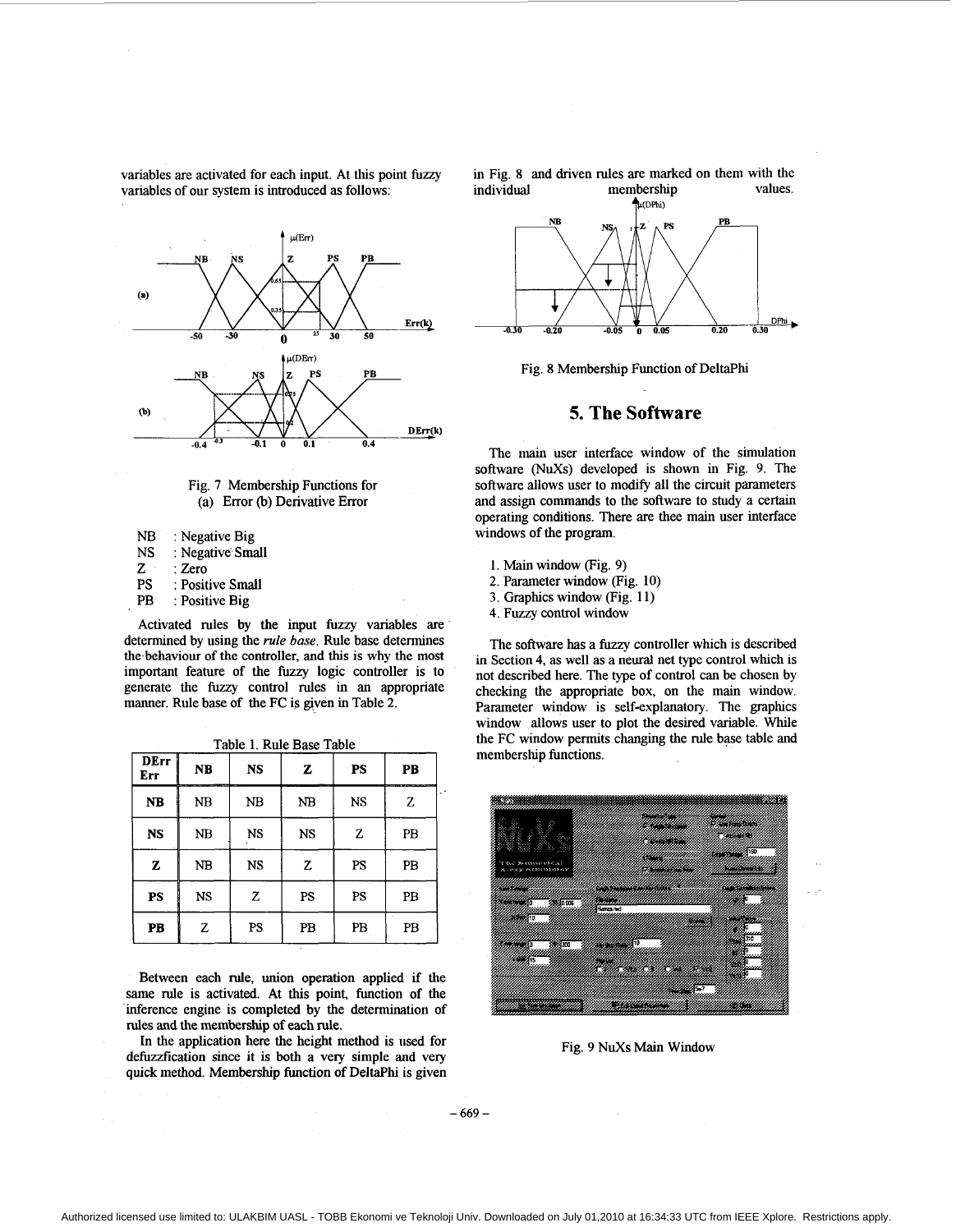variables are activated for each input. At this point fuzzy variables of our system is introduced as follows:

μ(Err)

NB NS Z PS PB

(a)

0.65

0.25

Err(k)

-50 -30 0 25 30 50

μ(DErr)

NB NS Z PS PB

(b)

0.75

0.2

DErr(k)

-0.4 -0.3 -0.1 0 0.1 0.4

Fig. 7 Membership Functions for (a) Error (b) Derivative Error

NB : Negative Big
NS : Negative Small
Z : Zero
PS : Positive Small
PB : Positive Big

Activated rules by the input fuzzy variables are determined by using the *rule base*. Rule base determines the behaviour of the controller, and this is why the most important feature of the fuzzy logic controller is to generate the fuzzy control rules in an appropriate manner. Rule base of the FC is given in Table 2.

Table 1. Rule Base Table

| DErr / Err | NB | NS | Z | PS | PB |
|---|---|---|---|---|---|
| **NB** | NB | NB | NB | NS | Z |
| **NS** | NB | NS | NS | Z | PB |
| **Z** | NB | NS | Z | PS | PB |
| **PS** | NS | Z | PS | PS | PB |
| **PB** | Z | PS | PB | PB | PB |

Between each rule, union operation applied if the same rule is activated. At this point, function of the inference engine is completed by the determination of rules and the membership of each rule.

In the application here the height method is used for defuzzfication since it is both a very simple and very quick method. Membership function of DeltaPhi is given in Fig. 8 and driven rules are marked on them with the individual membership values.

μ(DPhi)

NB NS Z PS PB

DPhi

-0.30 -0.20 -0.05 0 0.05 0.20 0.30

Fig. 8 Membership Function of DeltaPhi

## 5. The Software

The main user interface window of the simulation software (NuXs) developed is shown in Fig. 9. The software allows user to modify all the circuit parameters and assign commands to the software to study a certain operating conditions. There are thee main user interface windows of the program.

1. Main window (Fig. 9)
2. Parameter window (Fig. 10)
3. Graphics window (Fig. 11)
4. Fuzzy control window

The software has a fuzzy controller which is described in Section 4, as well as a neural net type control which is not described here. The type of control can be chosen by checking the appropriate box, on the main window. Parameter window is self-explanatory. The graphics window allows user to plot the desired variable. While the FC window permits changing the rule base table and membership functions.

Fig. 9 NuXs Main Window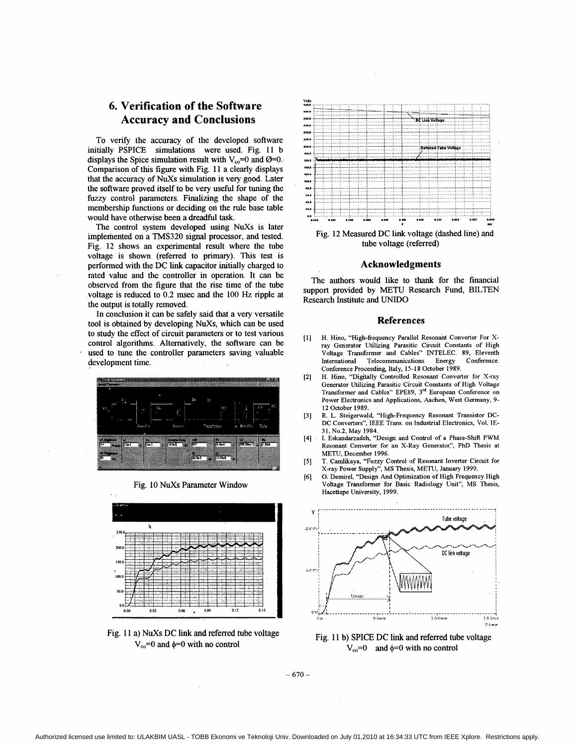# 6. Verification of the Software Accuracy and Conclusions

To verify the accuracy of the developed software initially PSPICE simulations were used. Fig. 11 b displays the Spice simulation result with $V_{co}=0$ and $\emptyset=0$. Comparison of this figure with Fig. 11 a clearly displays that the accuracy of NuXs simulation is very good. Later the software proved itself to be very useful for tuning the fuzzy control parameters. Finalizing the shape of the membership functions or deciding on the rule base table would have otherwise been a dreadful task.

The control system developed using NuXs is later implemented on a TMS320 signal processor, and tested. Fig. 12 shows an experimental result where the tube voltage is shown (referred to primary). This test is performed with the DC link capacitor initially charged to rated value and the controller in operation. It can be observed from the figure that the rise time of the tube voltage is reduced to 0.2 msec and the 100 Hz ripple at the output is totally removed.

In conclusion it can be safely said that a very versatile tool is obtained by developing NuXs, which can be used to study the effect of circuit parameters or to test various control algorithms. Alternatively, the software can be used to tune the controller parameters saving valuable development time.

Fig. 10 NuXs Parameter Window

250.0
200.0
150.0
100.0
50.0
0.0
0.00 0.03 0.06 0.09 0.12 0.15

Fig. 11 a) NuXs DC link and referred tube voltage $V_{co}=0$ and $\phi=0$ with no control

Volts
DC Link Voltage
Referred Tube Voltage
sec

Fig. 12 Measured DC link voltage (dashed line) and tube voltage (referred)

## Acknowledgments

The authors would like to thank for the financial support provided by METU Research Fund, BILTEN Research Institute and UNIDO

## References

[1] H. Hino, "High-frequency Parallel Resonant Converter For X-ray Generator Utilizing Parasitic Circuit Constants of High Voltage Transformer and Cables" INTELEC. 89, Eleventh International Telecommunications Energy Conference. Conference Proceeding, Italy, 15-18 October 1989.

[2] H. Hino, "Digitally Controlled Resonant Converter for X-ray Generator Utilizing Parasitic Circuit Constants of High Voltage Transformer and Cables" EPE89, 3rd European Conference on Power Electronics and Applications, Aachen, West Germany, 9-12 October 1989.

[3] R. L. Steigerwald, "High-Frequency Resonant Transistor DC-DC Converters", IEEE Trans. on Industrial Electronics, Vol. IE-31, No.2, May 1984.

[4] I. Eskandarzadeh, "Design and Control of a Phase-Shift PWM Resonant Converter for an X-Ray Generator", PhD Thesis at METU, December 1996.

[5] T. Camlikaya, "Fuzzy Control of Resonant Inverter Circuit for X-ray Power Supply", MS Thesis, METU, January 1999.

[6] O. Demirel, "Design And Optimization of High Frequency High Voltage Transformer for Basic Radiology Unit", MS Thesis, Hacettepe University, 1999.

V
Tube voltage
DC link voltage

Fig. 11 b) SPICE DC link and referred tube voltage $V_{co}=0$ and $\phi=0$ with no control